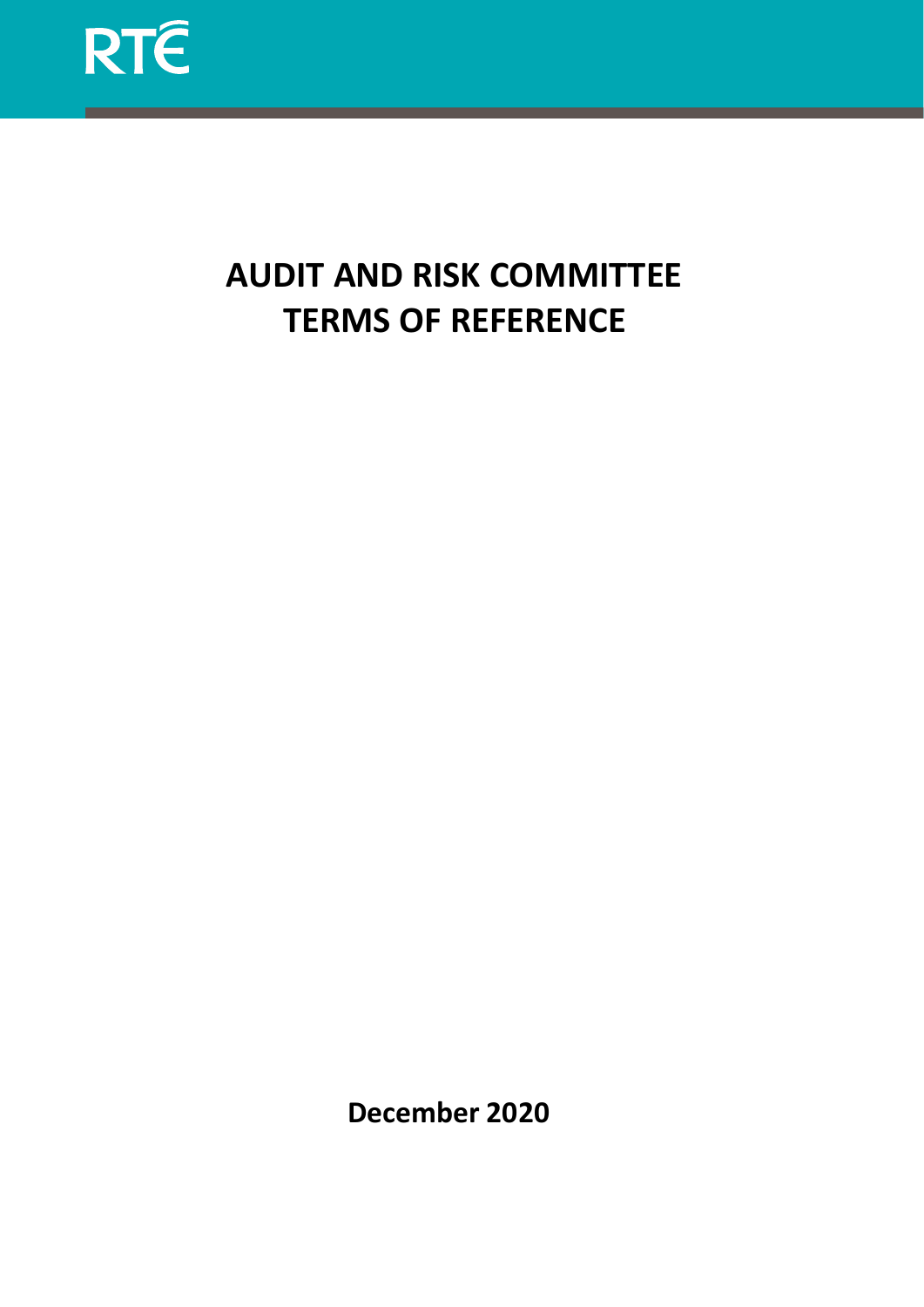RTÉ

# AUDIT AND RISK COMMITTEE TERMS OF REFERENCE

**December 2020**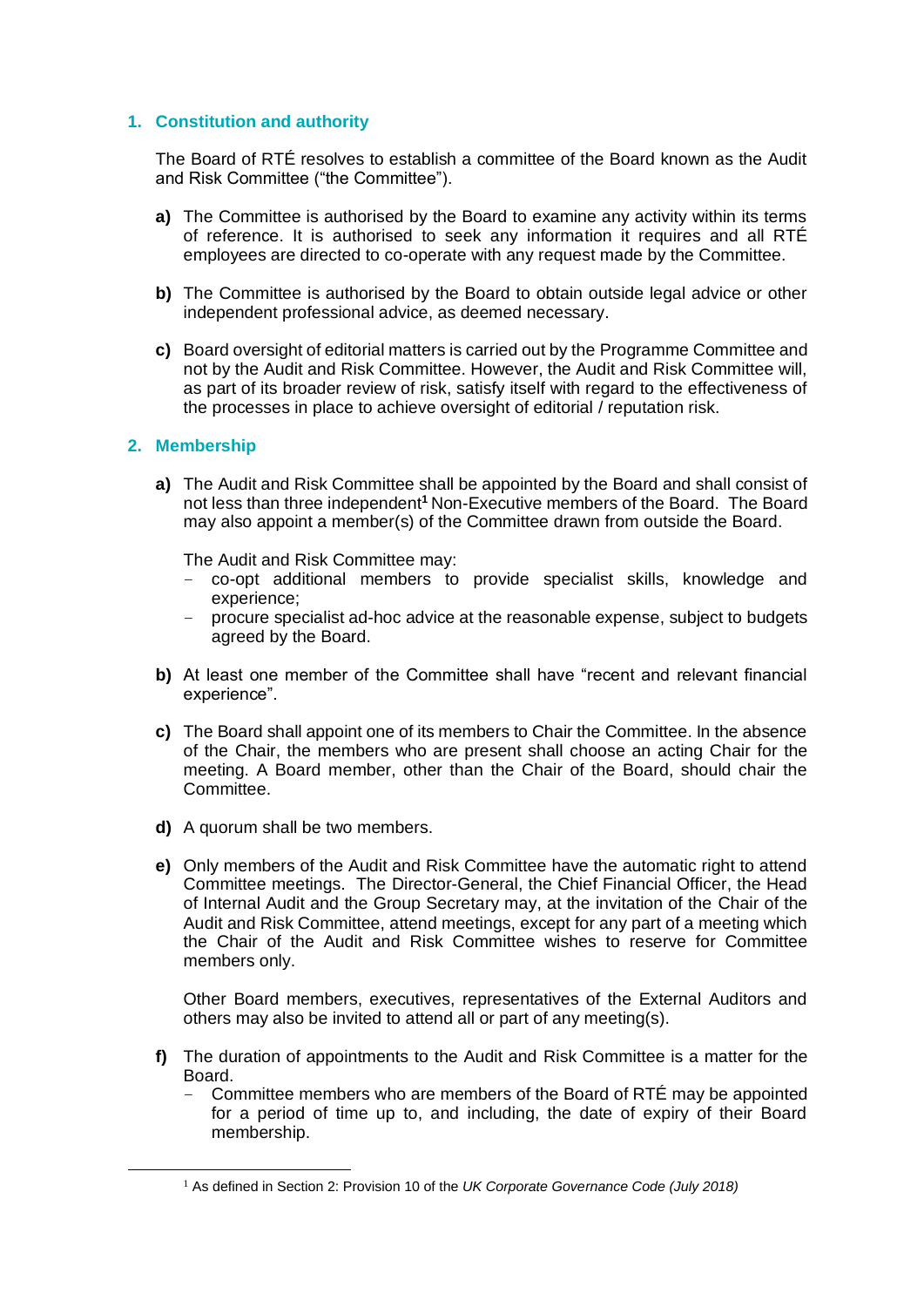## 1. Constitution and authority

The Board of RTÉ resolves to establish a committee of the Board known as the Audit and Risk Committee ("the Committee").

**a)** The Committee is authorised by the Board to examine any activity within its terms of reference. It is authorised to seek any information it requires and all RTÉ employees are directed to co-operate with any request made by the Committee.

**b)** The Committee is authorised by the Board to obtain outside legal advice or other independent professional advice, as deemed necessary.

**c)** Board oversight of editorial matters is carried out by the Programme Committee and not by the Audit and Risk Committee. However, the Audit and Risk Committee will, as part of its broader review of risk, satisfy itself with regard to the effectiveness of the processes in place to achieve oversight of editorial / reputation risk.

## 2. Membership

**a)** The Audit and Risk Committee shall be appointed by the Board and shall consist of not less than three independent[1] Non-Executive members of the Board. The Board may also appoint a member(s) of the Committee drawn from outside the Board.

The Audit and Risk Committee may:

- co-opt additional members to provide specialist skills, knowledge and experience;
- procure specialist ad-hoc advice at the reasonable expense, subject to budgets agreed by the Board.

**b)** At least one member of the Committee shall have "recent and relevant financial experience".

**c)** The Board shall appoint one of its members to Chair the Committee. In the absence of the Chair, the members who are present shall choose an acting Chair for the meeting. A Board member, other than the Chair of the Board, should chair the Committee.

**d)** A quorum shall be two members.

**e)** Only members of the Audit and Risk Committee have the automatic right to attend Committee meetings. The Director-General, the Chief Financial Officer, the Head of Internal Audit and the Group Secretary may, at the invitation of the Chair of the Audit and Risk Committee, attend meetings, except for any part of a meeting which the Chair of the Audit and Risk Committee wishes to reserve for Committee members only.

Other Board members, executives, representatives of the External Auditors and others may also be invited to attend all or part of any meeting(s).

**f)** The duration of appointments to the Audit and Risk Committee is a matter for the Board.

- Committee members who are members of the Board of RTÉ may be appointed for a period of time up to, and including, the date of expiry of their Board membership.

---

[1] As defined in Section 2: Provision 10 of the *UK Corporate Governance Code (July 2018)*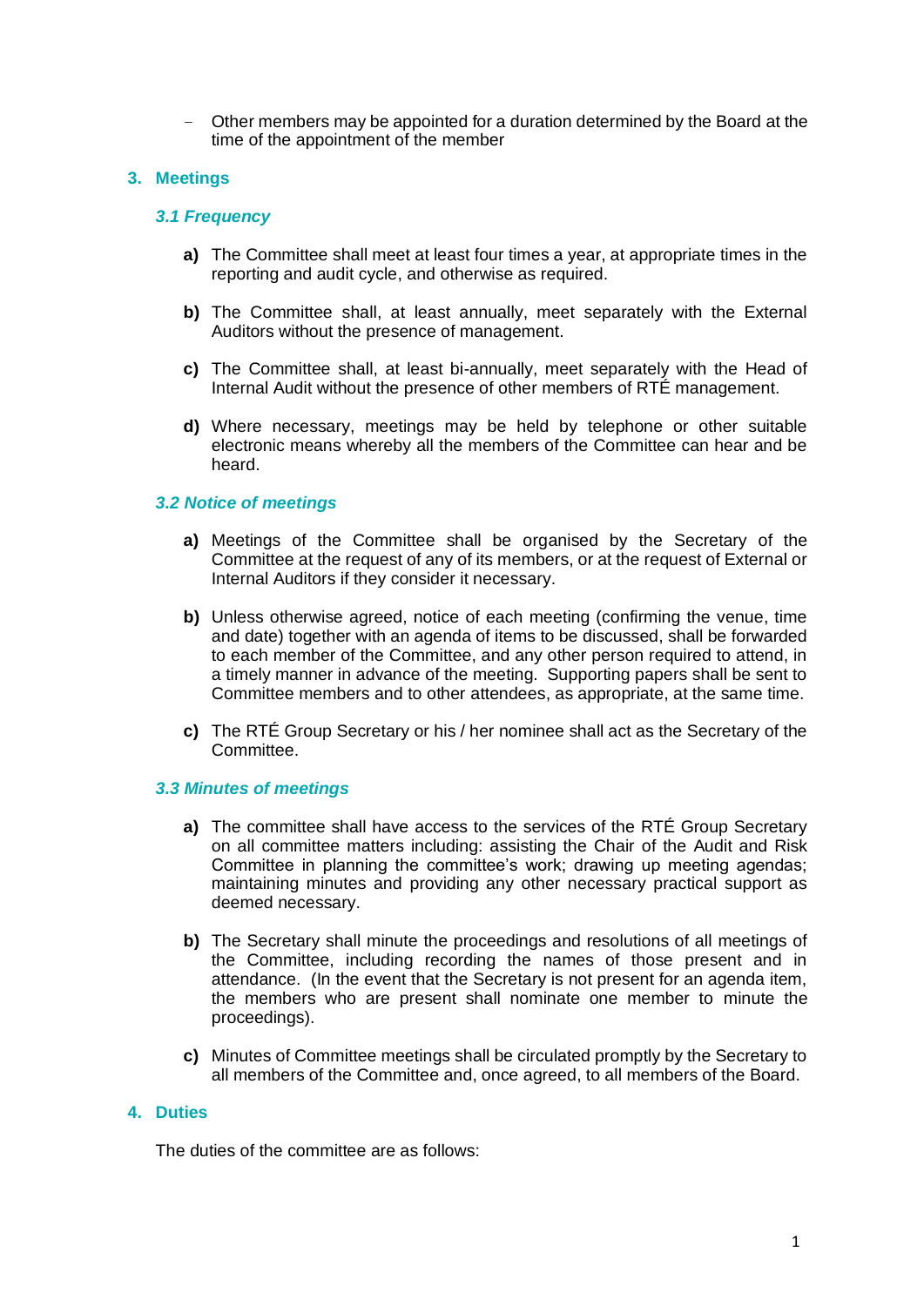- Other members may be appointed for a duration determined by the Board at the time of the appointment of the member

## 3. Meetings

### *3.1 Frequency*

**a)** The Committee shall meet at least four times a year, at appropriate times in the reporting and audit cycle, and otherwise as required.

**b)** The Committee shall, at least annually, meet separately with the External Auditors without the presence of management.

**c)** The Committee shall, at least bi-annually, meet separately with the Head of Internal Audit without the presence of other members of RTÉ management.

**d)** Where necessary, meetings may be held by telephone or other suitable electronic means whereby all the members of the Committee can hear and be heard.

### *3.2 Notice of meetings*

**a)** Meetings of the Committee shall be organised by the Secretary of the Committee at the request of any of its members, or at the request of External or Internal Auditors if they consider it necessary.

**b)** Unless otherwise agreed, notice of each meeting (confirming the venue, time and date) together with an agenda of items to be discussed, shall be forwarded to each member of the Committee, and any other person required to attend, in a timely manner in advance of the meeting. Supporting papers shall be sent to Committee members and to other attendees, as appropriate, at the same time.

**c)** The RTÉ Group Secretary or his / her nominee shall act as the Secretary of the Committee.

### *3.3 Minutes of meetings*

**a)** The committee shall have access to the services of the RTÉ Group Secretary on all committee matters including: assisting the Chair of the Audit and Risk Committee in planning the committee's work; drawing up meeting agendas; maintaining minutes and providing any other necessary practical support as deemed necessary.

**b)** The Secretary shall minute the proceedings and resolutions of all meetings of the Committee, including recording the names of those present and in attendance. (In the event that the Secretary is not present for an agenda item, the members who are present shall nominate one member to minute the proceedings).

**c)** Minutes of Committee meetings shall be circulated promptly by the Secretary to all members of the Committee and, once agreed, to all members of the Board.

## 4. Duties

The duties of the committee are as follows: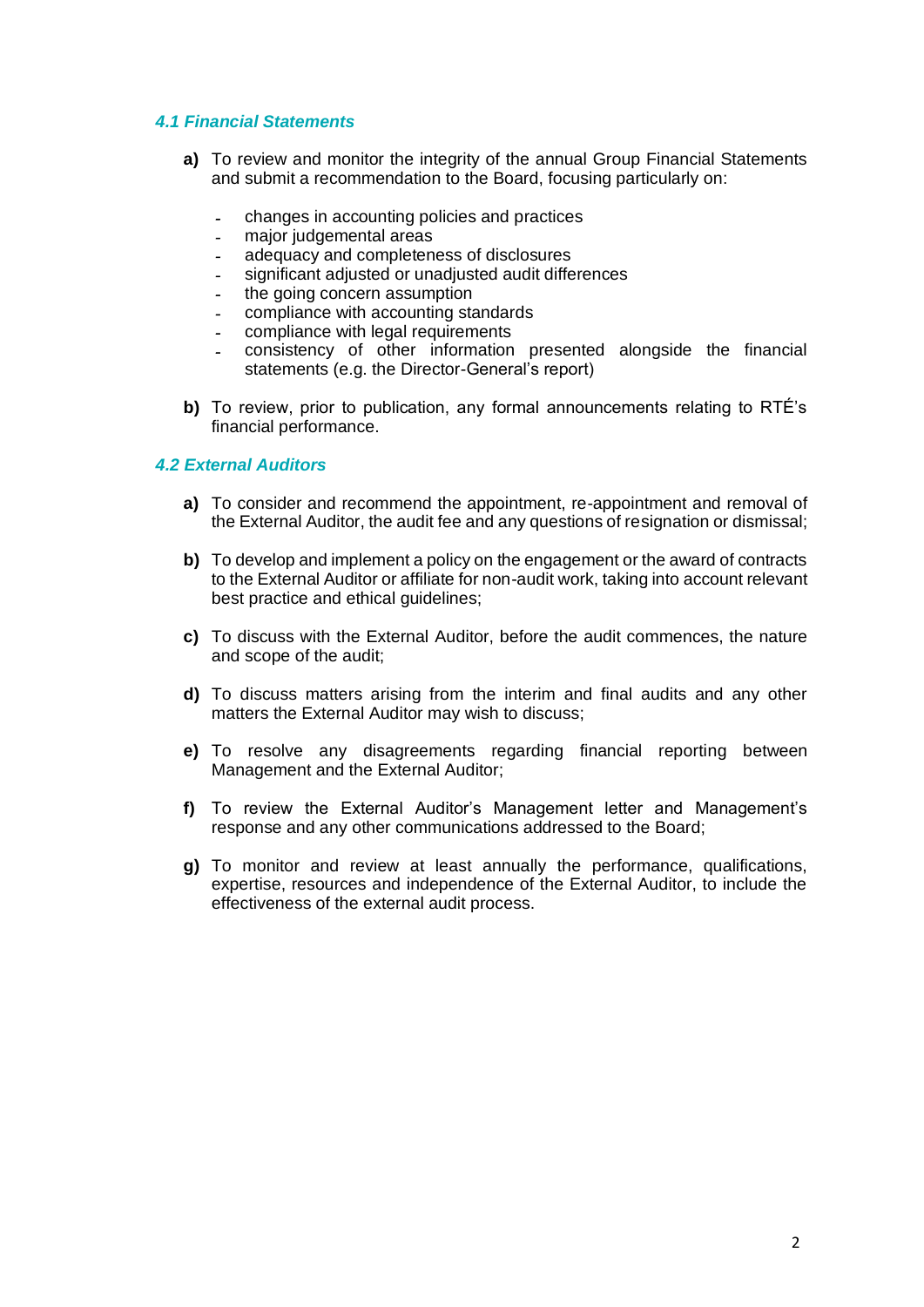### *4.1 Financial Statements*

**a)** To review and monitor the integrity of the annual Group Financial Statements and submit a recommendation to the Board, focusing particularly on:

- changes in accounting policies and practices
- major judgemental areas
- adequacy and completeness of disclosures
- significant adjusted or unadjusted audit differences
- the going concern assumption
- compliance with accounting standards
- compliance with legal requirements
- consistency of other information presented alongside the financial statements (e.g. the Director-General's report)

**b)** To review, prior to publication, any formal announcements relating to RTÉ's financial performance.

### *4.2 External Auditors*

**a)** To consider and recommend the appointment, re-appointment and removal of the External Auditor, the audit fee and any questions of resignation or dismissal;

**b)** To develop and implement a policy on the engagement or the award of contracts to the External Auditor or affiliate for non-audit work, taking into account relevant best practice and ethical guidelines;

**c)** To discuss with the External Auditor, before the audit commences, the nature and scope of the audit;

**d)** To discuss matters arising from the interim and final audits and any other matters the External Auditor may wish to discuss;

**e)** To resolve any disagreements regarding financial reporting between Management and the External Auditor;

**f)** To review the External Auditor's Management letter and Management's response and any other communications addressed to the Board;

**g)** To monitor and review at least annually the performance, qualifications, expertise, resources and independence of the External Auditor, to include the effectiveness of the external audit process.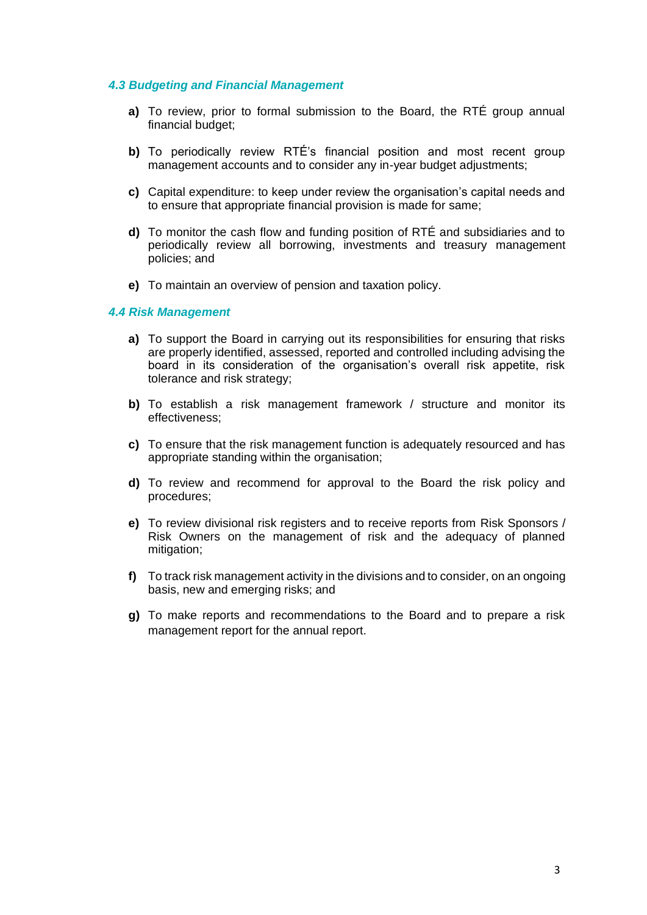### *4.3 Budgeting and Financial Management*

**a)** To review, prior to formal submission to the Board, the RTÉ group annual financial budget;

**b)** To periodically review RTÉ's financial position and most recent group management accounts and to consider any in-year budget adjustments;

**c)** Capital expenditure: to keep under review the organisation's capital needs and to ensure that appropriate financial provision is made for same;

**d)** To monitor the cash flow and funding position of RTÉ and subsidiaries and to periodically review all borrowing, investments and treasury management policies; and

**e)** To maintain an overview of pension and taxation policy.

### *4.4 Risk Management*

**a)** To support the Board in carrying out its responsibilities for ensuring that risks are properly identified, assessed, reported and controlled including advising the board in its consideration of the organisation's overall risk appetite, risk tolerance and risk strategy;

**b)** To establish a risk management framework / structure and monitor its effectiveness;

**c)** To ensure that the risk management function is adequately resourced and has appropriate standing within the organisation;

**d)** To review and recommend for approval to the Board the risk policy and procedures;

**e)** To review divisional risk registers and to receive reports from Risk Sponsors / Risk Owners on the management of risk and the adequacy of planned mitigation;

**f)** To track risk management activity in the divisions and to consider, on an ongoing basis, new and emerging risks; and

**g)** To make reports and recommendations to the Board and to prepare a risk management report for the annual report.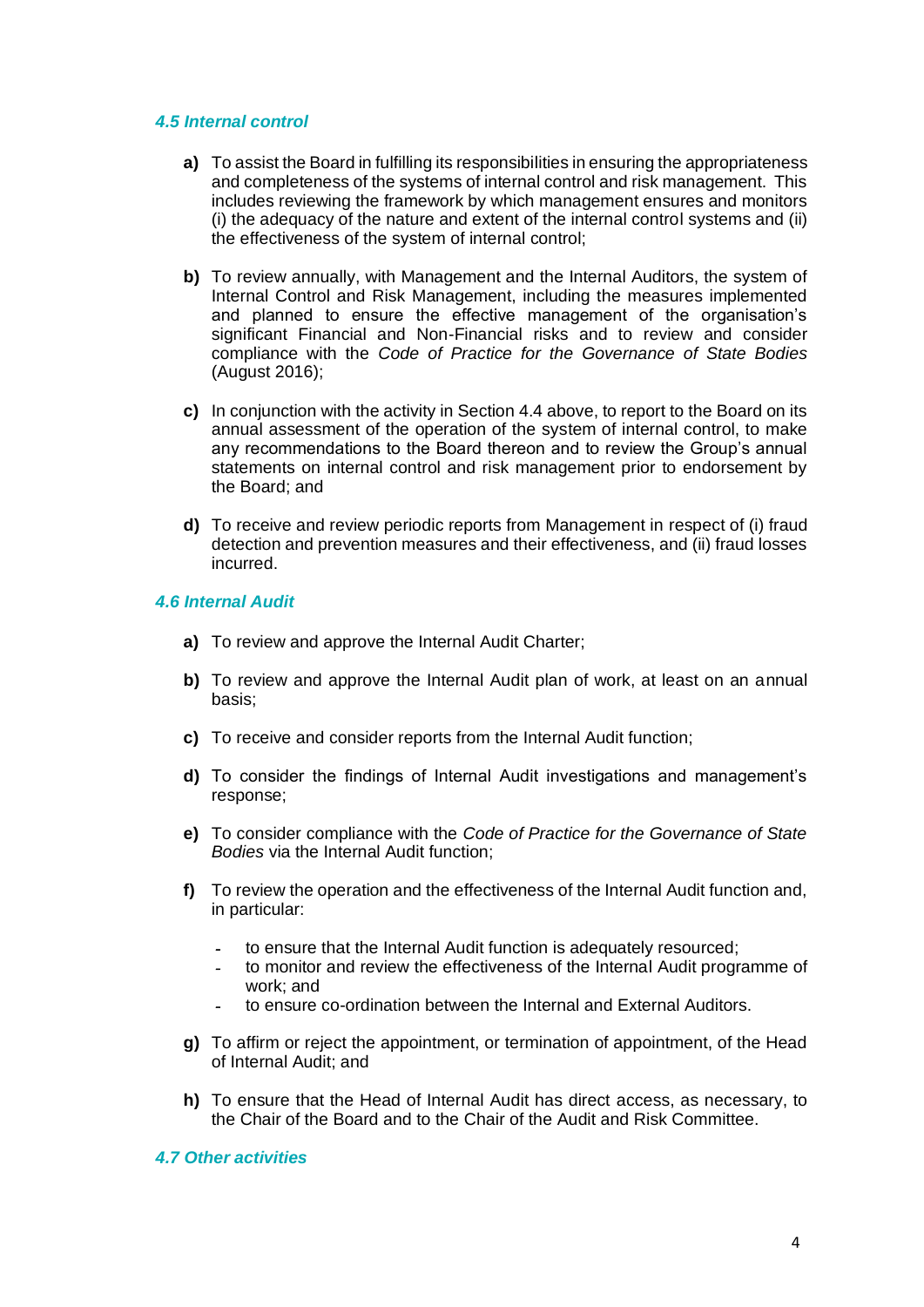### *4.5 Internal control*

**a)** To assist the Board in fulfilling its responsibilities in ensuring the appropriateness and completeness of the systems of internal control and risk management. This includes reviewing the framework by which management ensures and monitors (i) the adequacy of the nature and extent of the internal control systems and (ii) the effectiveness of the system of internal control;

**b)** To review annually, with Management and the Internal Auditors, the system of Internal Control and Risk Management, including the measures implemented and planned to ensure the effective management of the organisation's significant Financial and Non-Financial risks and to review and consider compliance with the *Code of Practice for the Governance of State Bodies* (August 2016);

**c)** In conjunction with the activity in Section 4.4 above, to report to the Board on its annual assessment of the operation of the system of internal control, to make any recommendations to the Board thereon and to review the Group's annual statements on internal control and risk management prior to endorsement by the Board; and

**d)** To receive and review periodic reports from Management in respect of (i) fraud detection and prevention measures and their effectiveness, and (ii) fraud losses incurred.

### *4.6 Internal Audit*

**a)** To review and approve the Internal Audit Charter;

**b)** To review and approve the Internal Audit plan of work, at least on an annual basis;

**c)** To receive and consider reports from the Internal Audit function;

**d)** To consider the findings of Internal Audit investigations and management's response;

**e)** To consider compliance with the *Code of Practice for the Governance of State Bodies* via the Internal Audit function;

**f)** To review the operation and the effectiveness of the Internal Audit function and, in particular:

- to ensure that the Internal Audit function is adequately resourced;
- to monitor and review the effectiveness of the Internal Audit programme of work; and
- to ensure co-ordination between the Internal and External Auditors.

**g)** To affirm or reject the appointment, or termination of appointment, of the Head of Internal Audit; and

**h)** To ensure that the Head of Internal Audit has direct access, as necessary, to the Chair of the Board and to the Chair of the Audit and Risk Committee.

### *4.7 Other activities*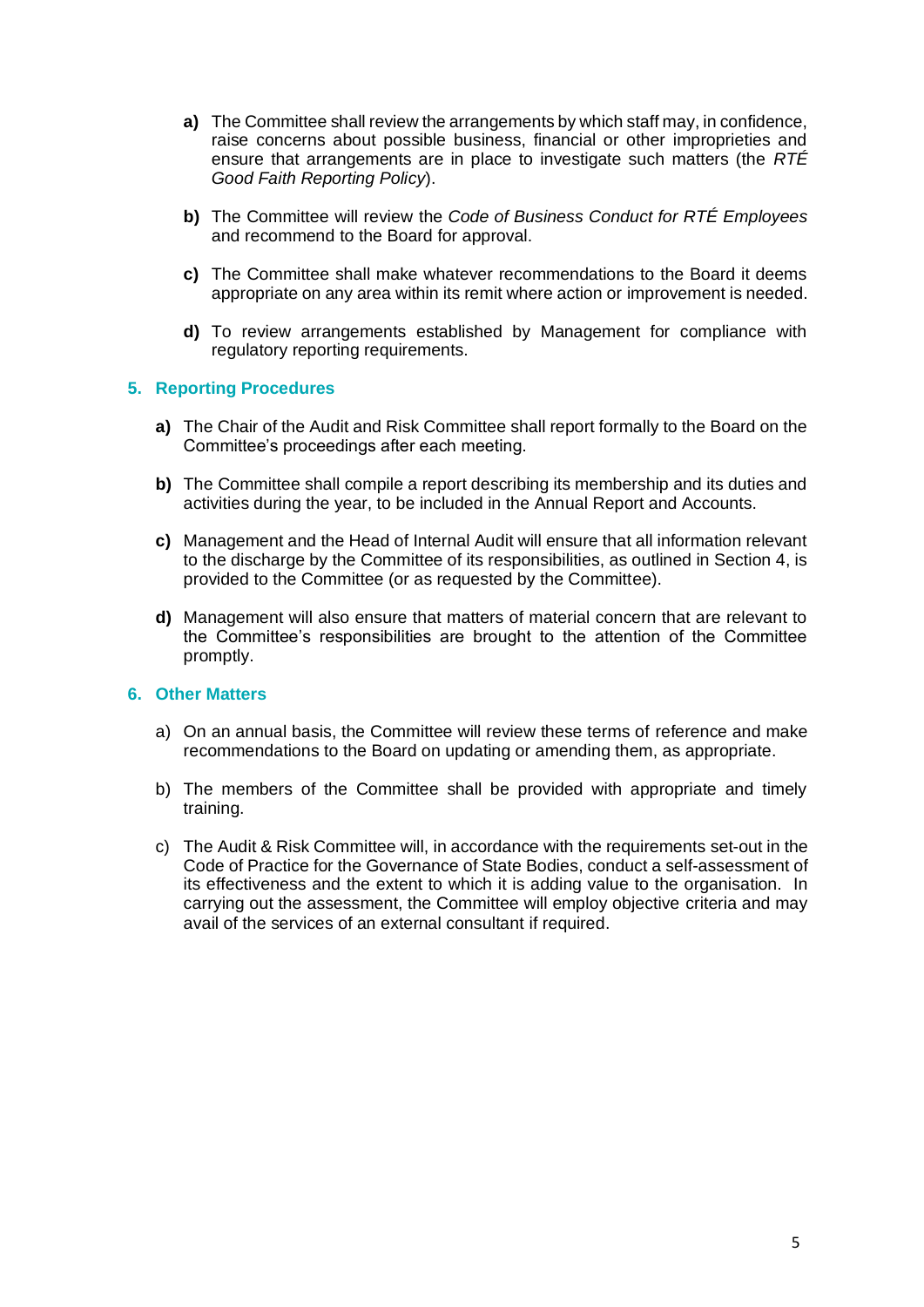**a)** The Committee shall review the arrangements by which staff may, in confidence, raise concerns about possible business, financial or other improprieties and ensure that arrangements are in place to investigate such matters (the *RTÉ Good Faith Reporting Policy*).

**b)** The Committee will review the *Code of Business Conduct for RTÉ Employees* and recommend to the Board for approval.

**c)** The Committee shall make whatever recommendations to the Board it deems appropriate on any area within its remit where action or improvement is needed.

**d)** To review arrangements established by Management for compliance with regulatory reporting requirements.

## 5. Reporting Procedures

**a)** The Chair of the Audit and Risk Committee shall report formally to the Board on the Committee's proceedings after each meeting.

**b)** The Committee shall compile a report describing its membership and its duties and activities during the year, to be included in the Annual Report and Accounts.

**c)** Management and the Head of Internal Audit will ensure that all information relevant to the discharge by the Committee of its responsibilities, as outlined in Section 4, is provided to the Committee (or as requested by the Committee).

**d)** Management will also ensure that matters of material concern that are relevant to the Committee's responsibilities are brought to the attention of the Committee promptly.

## 6. Other Matters

a) On an annual basis, the Committee will review these terms of reference and make recommendations to the Board on updating or amending them, as appropriate.

b) The members of the Committee shall be provided with appropriate and timely training.

c) The Audit & Risk Committee will, in accordance with the requirements set-out in the Code of Practice for the Governance of State Bodies, conduct a self-assessment of its effectiveness and the extent to which it is adding value to the organisation. In carrying out the assessment, the Committee will employ objective criteria and may avail of the services of an external consultant if required.